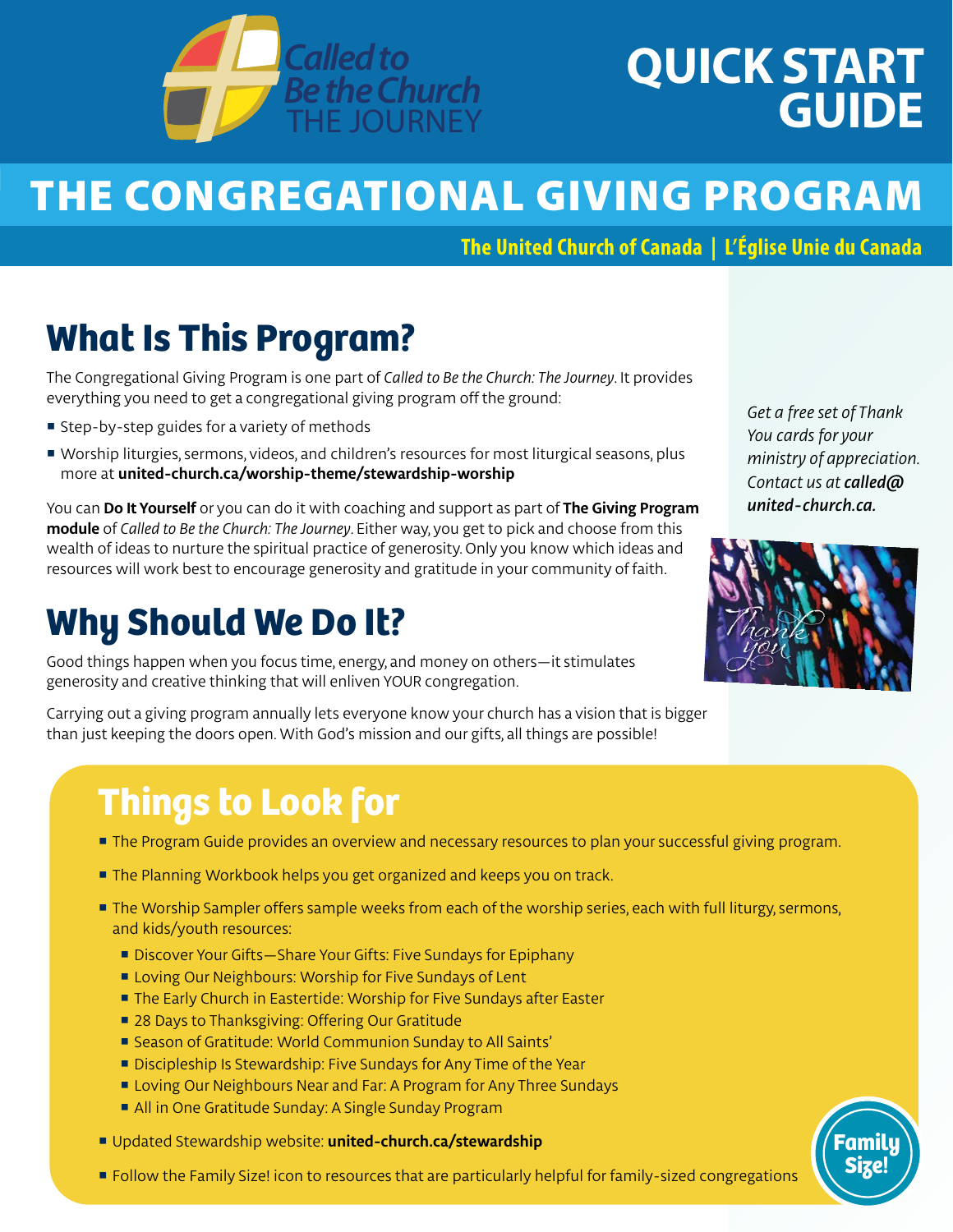Called to Be the Church
THE JOURNEY

# QUICK START GUIDE

# THE CONGREGATIONAL GIVING PROGRAM

**The United Church of Canada | L'Église Unie du Canada**

## What Is This Program?

The Congregational Giving Program is one part of *Called to Be the Church: The Journey*. It provides everything you need to get a congregational giving program off the ground:

- Step-by-step guides for a variety of methods
- Worship liturgies, sermons, videos, and children's resources for most liturgical seasons, plus more at **united-church.ca/worship-theme/stewardship-worship**

You can **Do It Yourself** or you can do it with coaching and support as part of **The Giving Program module** of *Called to Be the Church: The Journey*. Either way, you get to pick and choose from this wealth of ideas to nurture the spiritual practice of generosity. Only you know which ideas and resources will work best to encourage generosity and gratitude in your community of faith.

*Get a free set of Thank You cards for your ministry of appreciation. Contact us at **called@united-church.ca.***

## Why Should We Do It?

Good things happen when you focus time, energy, and money on others—it stimulates generosity and creative thinking that will enliven YOUR congregation.

Carrying out a giving program annually lets everyone know your church has a vision that is bigger than just keeping the doors open. With God's mission and our gifts, all things are possible!

## Things to Look for

- The Program Guide provides an overview and necessary resources to plan your successful giving program.
- The Planning Workbook helps you get organized and keeps you on track.
- The Worship Sampler offers sample weeks from each of the worship series, each with full liturgy, sermons, and kids/youth resources:
  - Discover Your Gifts—Share Your Gifts: Five Sundays for Epiphany
  - Loving Our Neighbours: Worship for Five Sundays of Lent
  - The Early Church in Eastertide: Worship for Five Sundays after Easter
  - 28 Days to Thanksgiving: Offering Our Gratitude
  - Season of Gratitude: World Communion Sunday to All Saints'
  - Discipleship Is Stewardship: Five Sundays for Any Time of the Year
  - Loving Our Neighbours Near and Far: A Program for Any Three Sundays
  - All in One Gratitude Sunday: A Single Sunday Program
- Updated Stewardship website: **united-church.ca/stewardship**
- Follow the Family Size! icon to resources that are particularly helpful for family-sized congregations

Family Size!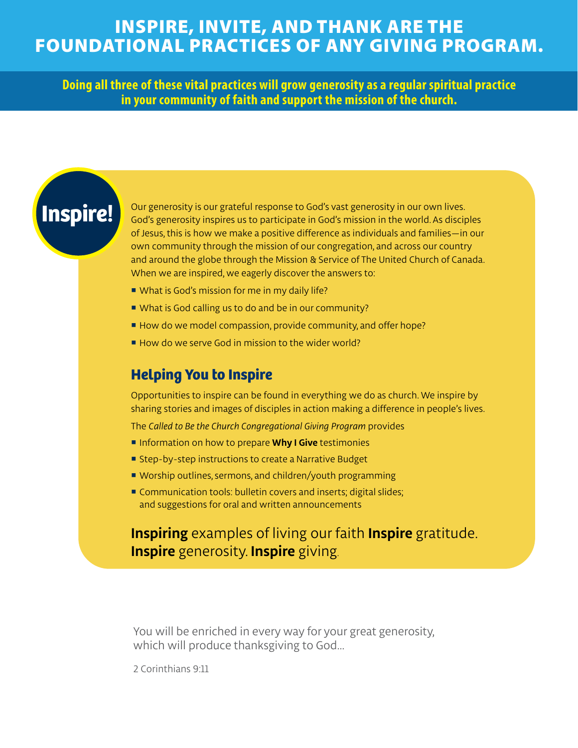# INSPIRE, INVITE, AND THANK ARE THE FOUNDATIONAL PRACTICES OF ANY GIVING PROGRAM.

**Doing all three of these vital practices will grow generosity as a regular spiritual practice in your community of faith and support the mission of the church.**

## Inspire!

Our generosity is our grateful response to God's vast generosity in our own lives. God's generosity inspires us to participate in God's mission in the world. As disciples of Jesus, this is how we make a positive difference as individuals and families—in our own community through the mission of our congregation, and across our country and around the globe through the Mission & Service of The United Church of Canada. When we are inspired, we eagerly discover the answers to:

- What is God's mission for me in my daily life?
- What is God calling us to do and be in our community?
- How do we model compassion, provide community, and offer hope?
- How do we serve God in mission to the wider world?

### Helping You to Inspire

Opportunities to inspire can be found in everything we do as church. We inspire by sharing stories and images of disciples in action making a difference in people's lives.

The *Called to Be the Church Congregational Giving Program* provides

- Information on how to prepare **Why I Give** testimonies
- Step-by-step instructions to create a Narrative Budget
- Worship outlines, sermons, and children/youth programming
- Communication tools: bulletin covers and inserts; digital slides; and suggestions for oral and written announcements

**Inspiring** examples of living our faith **Inspire** gratitude. **Inspire** generosity. **Inspire** giving.

You will be enriched in every way for your great generosity, which will produce thanksgiving to God…

2 Corinthians 9:11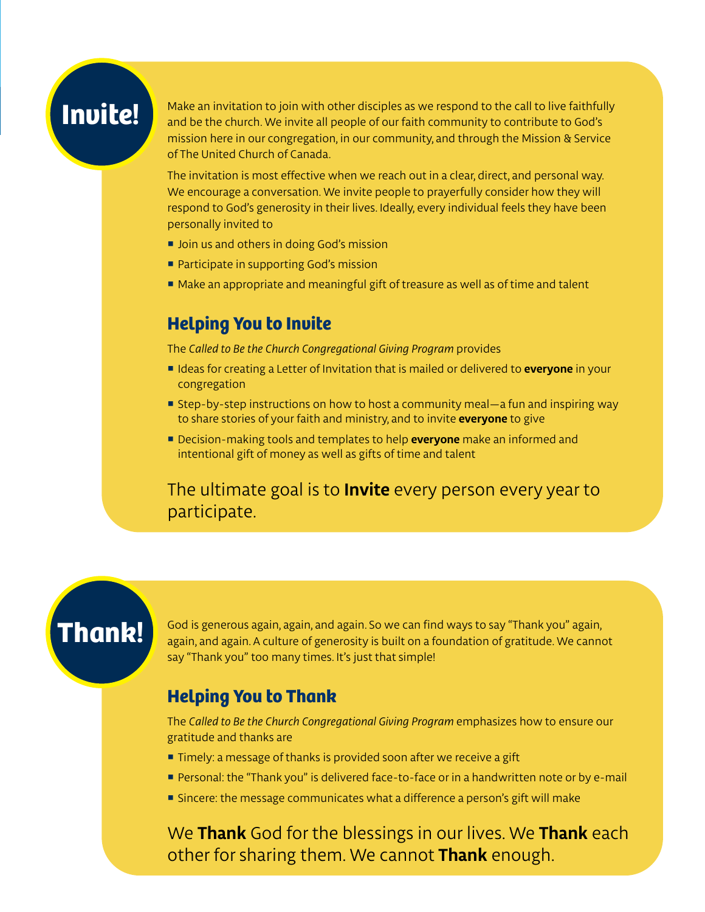# Invite!

Make an invitation to join with other disciples as we respond to the call to live faithfully and be the church. We invite all people of our faith community to contribute to God's mission here in our congregation, in our community, and through the Mission & Service of The United Church of Canada.

The invitation is most effective when we reach out in a clear, direct, and personal way. We encourage a conversation. We invite people to prayerfully consider how they will respond to God's generosity in their lives. Ideally, every individual feels they have been personally invited to

- Join us and others in doing God's mission
- Participate in supporting God's mission
- Make an appropriate and meaningful gift of treasure as well as of time and talent

## Helping You to Invite

The *Called to Be the Church Congregational Giving Program* provides

- Ideas for creating a Letter of Invitation that is mailed or delivered to **everyone** in your congregation
- Step-by-step instructions on how to host a community meal—a fun and inspiring way to share stories of your faith and ministry, and to invite **everyone** to give
- Decision-making tools and templates to help **everyone** make an informed and intentional gift of money as well as gifts of time and talent

The ultimate goal is to **Invite** every person every year to participate.

# Thank!

God is generous again, again, and again. So we can find ways to say "Thank you" again, again, and again. A culture of generosity is built on a foundation of gratitude. We cannot say "Thank you" too many times. It's just that simple!

## Helping You to Thank

The *Called to Be the Church Congregational Giving Program* emphasizes how to ensure our gratitude and thanks are

- Timely: a message of thanks is provided soon after we receive a gift
- Personal: the "Thank you" is delivered face-to-face or in a handwritten note or by e-mail
- Sincere: the message communicates what a difference a person's gift will make

We **Thank** God for the blessings in our lives. We **Thank** each other for sharing them. We cannot **Thank** enough.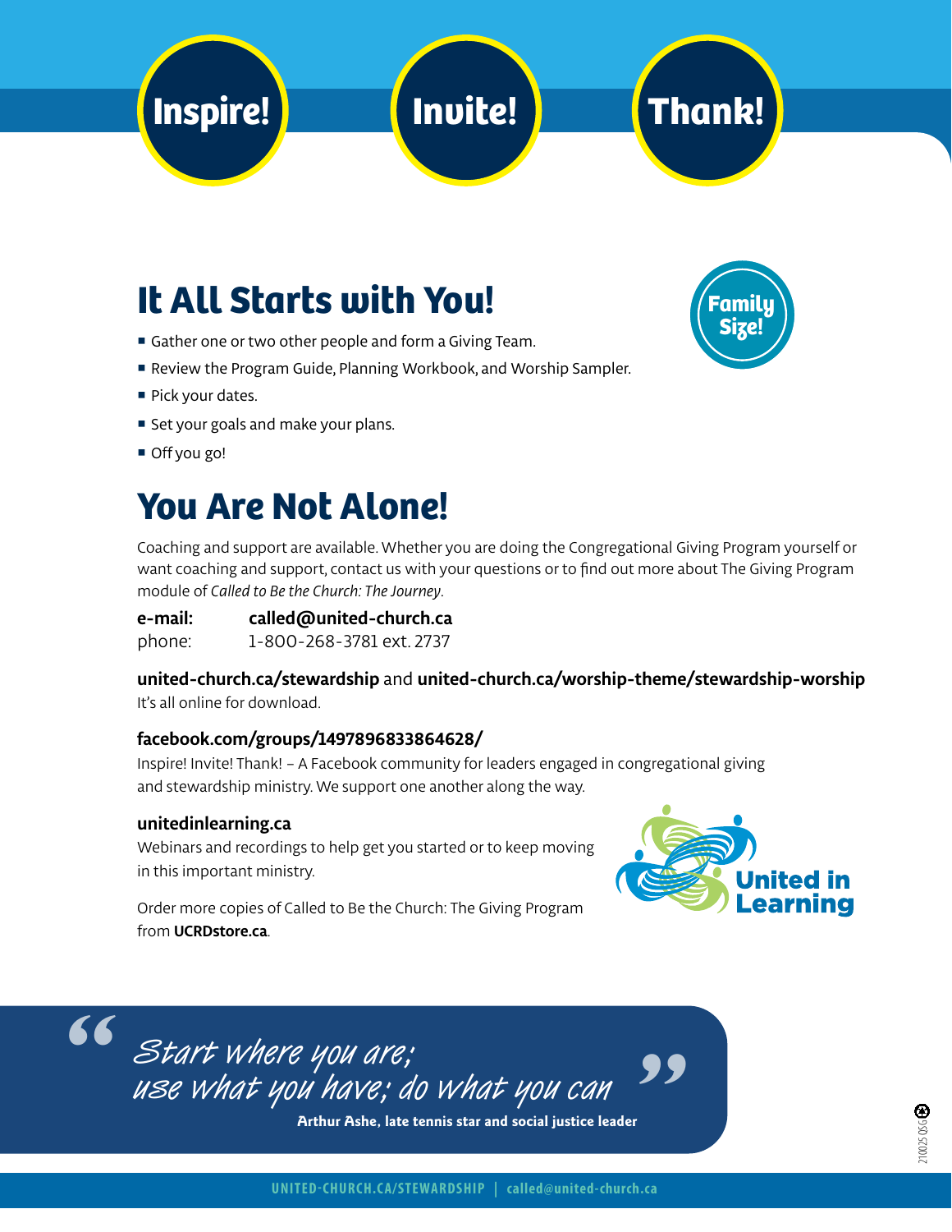Inspire! Invite! Thank!

## It All Starts with You!

Family Size!

- Gather one or two other people and form a Giving Team.
- Review the Program Guide, Planning Workbook, and Worship Sampler.
- Pick your dates.
- Set your goals and make your plans.
- Off you go!

## You Are Not Alone!

Coaching and support are available. Whether you are doing the Congregational Giving Program yourself or want coaching and support, contact us with your questions or to find out more about The Giving Program module of *Called to Be the Church: The Journey*.

**e-mail:** **called@united-church.ca**
phone: 1-800-268-3781 ext. 2737

**united-church.ca/stewardship** and **united-church.ca/worship-theme/stewardship-worship**
It's all online for download.

**facebook.com/groups/1497896833864628/**
Inspire! Invite! Thank! – A Facebook community for leaders engaged in congregational giving and stewardship ministry. We support one another along the way.

**unitedinlearning.ca**
Webinars and recordings to help get you started or to keep moving in this important ministry.

Order more copies of Called to Be the Church: The Giving Program from **UCRDstore.ca**.

United in Learning

> "Start where you are; use what you have; do what you can"
>
> **Arthur Ashe, late tennis star and social justice leader**

UNITED-CHURCH.CA/STEWARDSHIP | called@united-church.ca